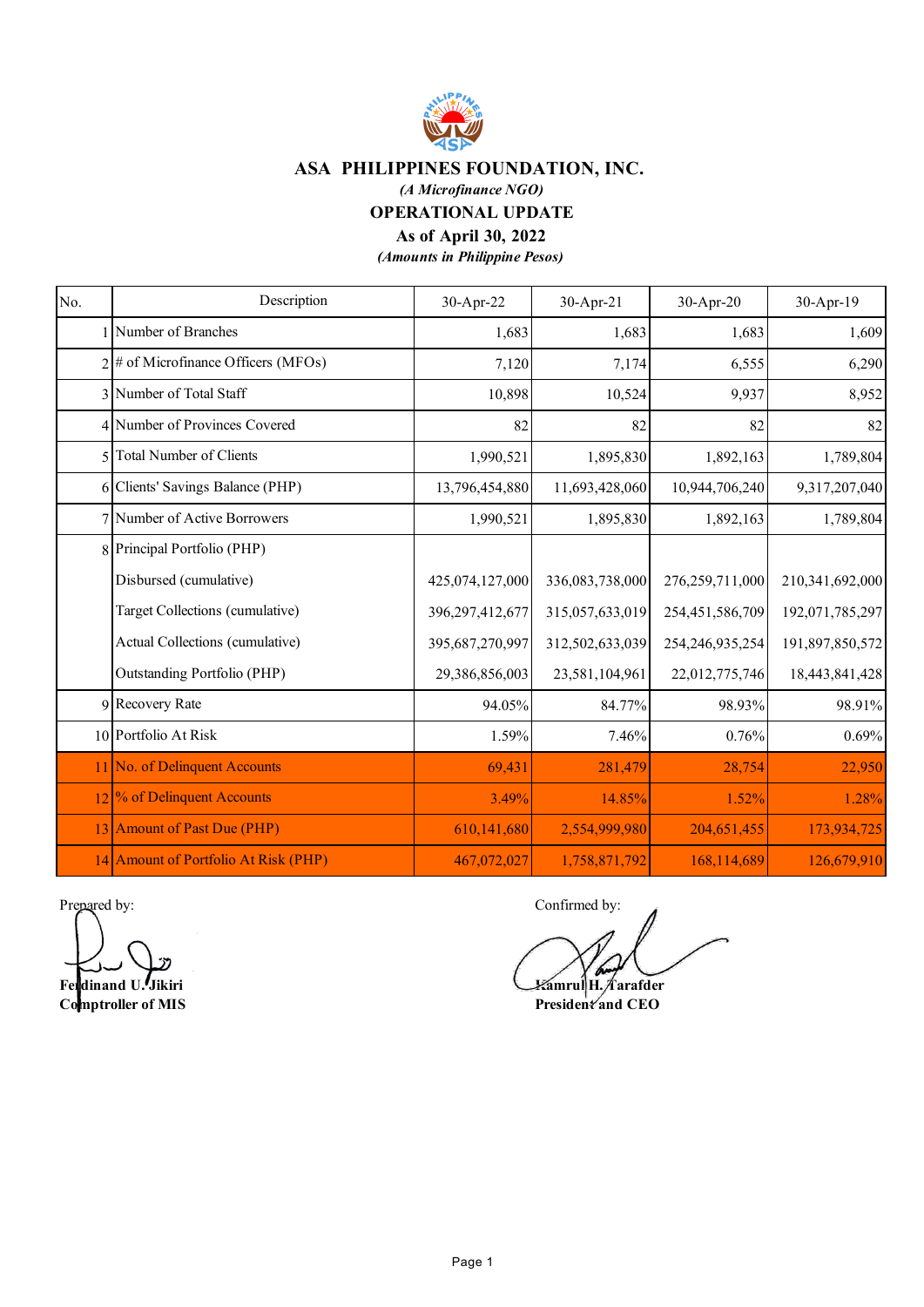# ASA PHILIPPINES FOUNDATION, INC.

*(A Microfinance NGO)*

## OPERATIONAL UPDATE

### As of April 30, 2022

*(Amounts in Philippine Pesos)*

| No. | Description | 30-Apr-22 | 30-Apr-21 | 30-Apr-20 | 30-Apr-19 |
|---|---|---|---|---|---|
| 1 | Number of Branches | 1,683 | 1,683 | 1,683 | 1,609 |
| 2 | # of Microfinance Officers (MFOs) | 7,120 | 7,174 | 6,555 | 6,290 |
| 3 | Number of Total Staff | 10,898 | 10,524 | 9,937 | 8,952 |
| 4 | Number of Provinces Covered | 82 | 82 | 82 | 82 |
| 5 | Total Number of Clients | 1,990,521 | 1,895,830 | 1,892,163 | 1,789,804 |
| 6 | Clients' Savings Balance (PHP) | 13,796,454,880 | 11,693,428,060 | 10,944,706,240 | 9,317,207,040 |
| 7 | Number of Active Borrowers | 1,990,521 | 1,895,830 | 1,892,163 | 1,789,804 |
| 8 | Principal Portfolio (PHP) | | | | |
| | Disbursed (cumulative) | 425,074,127,000 | 336,083,738,000 | 276,259,711,000 | 210,341,692,000 |
| | Target Collections (cumulative) | 396,297,412,677 | 315,057,633,019 | 254,451,586,709 | 192,071,785,297 |
| | Actual Collections (cumulative) | 395,687,270,997 | 312,502,633,039 | 254,246,935,254 | 191,897,850,572 |
| | Outstanding Portfolio (PHP) | 29,386,856,003 | 23,581,104,961 | 22,012,775,746 | 18,443,841,428 |
| 9 | Recovery Rate | 94.05% | 84.77% | 98.93% | 98.91% |
| 10 | Portfolio At Risk | 1.59% | 7.46% | 0.76% | 0.69% |
| 11 | No. of Delinquent Accounts | 69,431 | 281,479 | 28,754 | 22,950 |
| 12 | % of Delinquent Accounts | 3.49% | 14.85% | 1.52% | 1.28% |
| 13 | Amount of Past Due (PHP) | 610,141,680 | 2,554,999,980 | 204,651,455 | 173,934,725 |
| 14 | Amount of Portfolio At Risk (PHP) | 467,072,027 | 1,758,871,792 | 168,114,689 | 126,679,910 |

Prepared by:

**Ferdinand U. Jikiri**
**Comptroller of MIS**

Confirmed by:

**Kamrul H. Tarafder**
**President and CEO**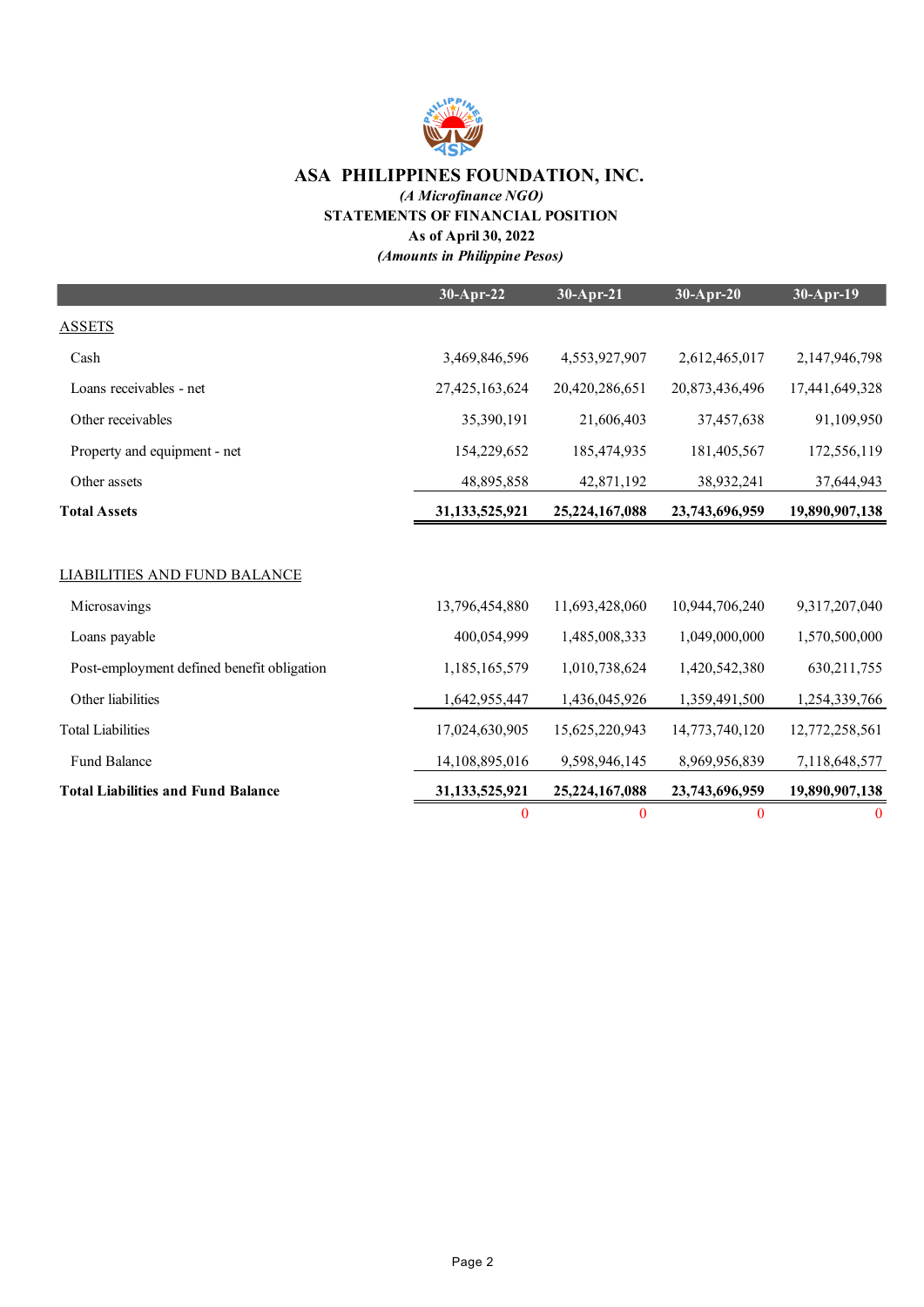# ASA PHILIPPINES FOUNDATION, INC.

*(A Microfinance NGO)*

**STATEMENTS OF FINANCIAL POSITION**

**As of April 30, 2022**

*(Amounts in Philippine Pesos)*

| | 30-Apr-22 | 30-Apr-21 | 30-Apr-20 | 30-Apr-19 |
|---|---|---|---|---|
| ASSETS | | | | |
| Cash | 3,469,846,596 | 4,553,927,907 | 2,612,465,017 | 2,147,946,798 |
| Loans receivables - net | 27,425,163,624 | 20,420,286,651 | 20,873,436,496 | 17,441,649,328 |
| Other receivables | 35,390,191 | 21,606,403 | 37,457,638 | 91,109,950 |
| Property and equipment - net | 154,229,652 | 185,474,935 | 181,405,567 | 172,556,119 |
| Other assets | 48,895,858 | 42,871,192 | 38,932,241 | 37,644,943 |
| **Total Assets** | **31,133,525,921** | **25,224,167,088** | **23,743,696,959** | **19,890,907,138** |
| | | | | |
| LIABILITIES AND FUND BALANCE | | | | |
| Microsavings | 13,796,454,880 | 11,693,428,060 | 10,944,706,240 | 9,317,207,040 |
| Loans payable | 400,054,999 | 1,485,008,333 | 1,049,000,000 | 1,570,500,000 |
| Post-employment defined benefit obligation | 1,185,165,579 | 1,010,738,624 | 1,420,542,380 | 630,211,755 |
| Other liabilities | 1,642,955,447 | 1,436,045,926 | 1,359,491,500 | 1,254,339,766 |
| Total Liabilities | 17,024,630,905 | 15,625,220,943 | 14,773,740,120 | 12,772,258,561 |
| Fund Balance | 14,108,895,016 | 9,598,946,145 | 8,969,956,839 | 7,118,648,577 |
| **Total Liabilities and Fund Balance** | **31,133,525,921** | **25,224,167,088** | **23,743,696,959** | **19,890,907,138** |
| | 0 | 0 | 0 | 0 |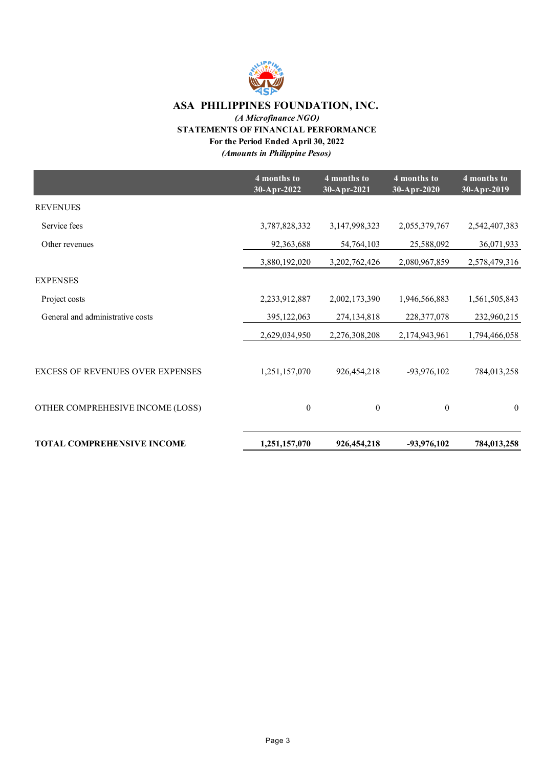# ASA PHILIPPINES FOUNDATION, INC.

*(A Microfinance NGO)*

**STATEMENTS OF FINANCIAL PERFORMANCE**

**For the Period Ended April 30, 2022**

*(Amounts in Philippine Pesos)*

| | 4 months to 30-Apr-2022 | 4 months to 30-Apr-2021 | 4 months to 30-Apr-2020 | 4 months to 30-Apr-2019 |
|---|---|---|---|---|
| REVENUES | | | | |
| Service fees | 3,787,828,332 | 3,147,998,323 | 2,055,379,767 | 2,542,407,383 |
| Other revenues | 92,363,688 | 54,764,103 | 25,588,092 | 36,071,933 |
| | 3,880,192,020 | 3,202,762,426 | 2,080,967,859 | 2,578,479,316 |
| EXPENSES | | | | |
| Project costs | 2,233,912,887 | 2,002,173,390 | 1,946,566,883 | 1,561,505,843 |
| General and administrative costs | 395,122,063 | 274,134,818 | 228,377,078 | 232,960,215 |
| | 2,629,034,950 | 2,276,308,208 | 2,174,943,961 | 1,794,466,058 |
| EXCESS OF REVENUES OVER EXPENSES | 1,251,157,070 | 926,454,218 | -93,976,102 | 784,013,258 |
| OTHER COMPREHESIVE INCOME (LOSS) | 0 | 0 | 0 | 0 |
| **TOTAL COMPREHENSIVE INCOME** | **1,251,157,070** | **926,454,218** | **-93,976,102** | **784,013,258** |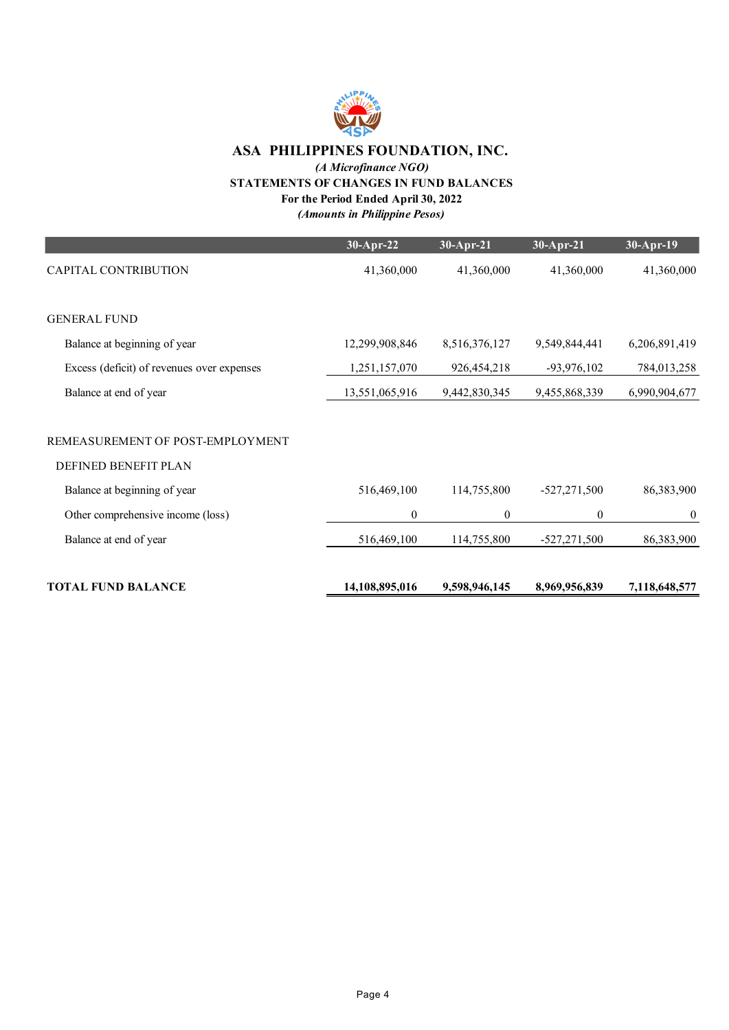# ASA PHILIPPINES FOUNDATION, INC.

*(A Microfinance NGO)*

**STATEMENTS OF CHANGES IN FUND BALANCES**

**For the Period Ended April 30, 2022**

*(Amounts in Philippine Pesos)*

| | 30-Apr-22 | 30-Apr-21 | 30-Apr-21 | 30-Apr-19 |
|---|---|---|---|---|
| CAPITAL CONTRIBUTION | 41,360,000 | 41,360,000 | 41,360,000 | 41,360,000 |
| | | | | |
| GENERAL FUND | | | | |
| Balance at beginning of year | 12,299,908,846 | 8,516,376,127 | 9,549,844,441 | 6,206,891,419 |
| Excess (deficit) of revenues over expenses | 1,251,157,070 | 926,454,218 | -93,976,102 | 784,013,258 |
| Balance at end of year | 13,551,065,916 | 9,442,830,345 | 9,455,868,339 | 6,990,904,677 |
| | | | | |
| REMEASUREMENT OF POST-EMPLOYMENT | | | | |
| DEFINED BENEFIT PLAN | | | | |
| Balance at beginning of year | 516,469,100 | 114,755,800 | -527,271,500 | 86,383,900 |
| Other comprehensive income (loss) | 0 | 0 | 0 | 0 |
| Balance at end of year | 516,469,100 | 114,755,800 | -527,271,500 | 86,383,900 |
| | | | | |
| **TOTAL FUND BALANCE** | **14,108,895,016** | **9,598,946,145** | **8,969,956,839** | **7,118,648,577** |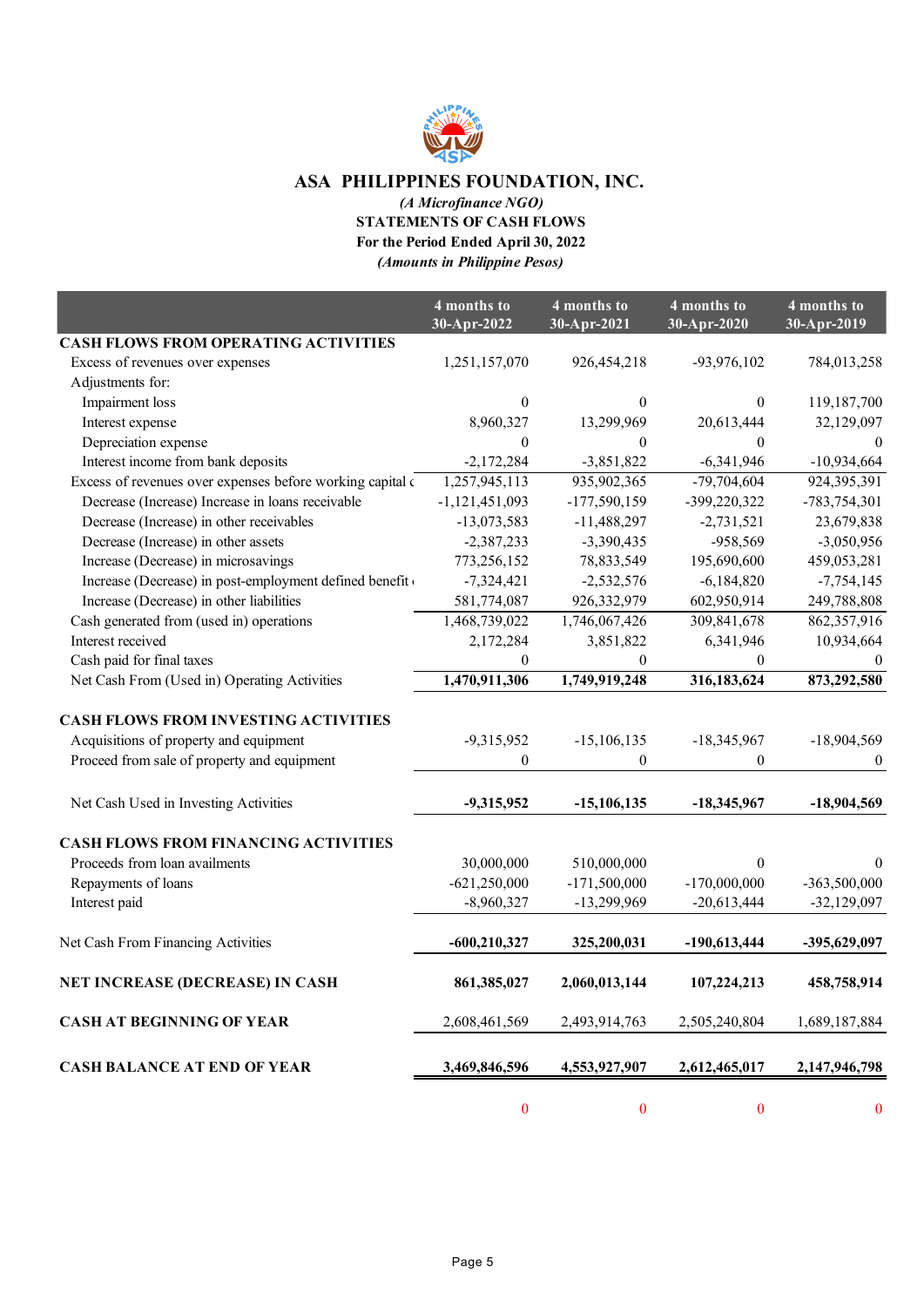# ASA PHILIPPINES FOUNDATION, INC.

*(A Microfinance NGO)*

**STATEMENTS OF CASH FLOWS**

**For the Period Ended April 30, 2022**

*(Amounts in Philippine Pesos)*

| | 4 months to 30-Apr-2022 | 4 months to 30-Apr-2021 | 4 months to 30-Apr-2020 | 4 months to 30-Apr-2019 |
|---|---|---|---|---|
| **CASH FLOWS FROM OPERATING ACTIVITIES** | | | | |
| Excess of revenues over expenses | 1,251,157,070 | 926,454,218 | -93,976,102 | 784,013,258 |
| Adjustments for: | | | | |
| Impairment loss | 0 | 0 | 0 | 119,187,700 |
| Interest expense | 8,960,327 | 13,299,969 | 20,613,444 | 32,129,097 |
| Depreciation expense | 0 | 0 | 0 | 0 |
| Interest income from bank deposits | -2,172,284 | -3,851,822 | -6,341,946 | -10,934,664 |
| Excess of revenues over expenses before working capital c | 1,257,945,113 | 935,902,365 | -79,704,604 | 924,395,391 |
| Decrease (Increase) Increase in loans receivable | -1,121,451,093 | -177,590,159 | -399,220,322 | -783,754,301 |
| Decrease (Increase) in other receivables | -13,073,583 | -11,488,297 | -2,731,521 | 23,679,838 |
| Decrease (Increase) in other assets | -2,387,233 | -3,390,435 | -958,569 | -3,050,956 |
| Increase (Decrease) in microsavings | 773,256,152 | 78,833,549 | 195,690,600 | 459,053,281 |
| Increase (Decrease) in post-employment defined benefit | -7,324,421 | -2,532,576 | -6,184,820 | -7,754,145 |
| Increase (Decrease) in other liabilities | 581,774,087 | 926,332,979 | 602,950,914 | 249,788,808 |
| Cash generated from (used in) operations | 1,468,739,022 | 1,746,067,426 | 309,841,678 | 862,357,916 |
| Interest received | 2,172,284 | 3,851,822 | 6,341,946 | 10,934,664 |
| Cash paid for final taxes | 0 | 0 | 0 | 0 |
| Net Cash From (Used in) Operating Activities | **1,470,911,306** | **1,749,919,248** | **316,183,624** | **873,292,580** |
| **CASH FLOWS FROM INVESTING ACTIVITIES** | | | | |
| Acquisitions of property and equipment | -9,315,952 | -15,106,135 | -18,345,967 | -18,904,569 |
| Proceed from sale of property and equipment | 0 | 0 | 0 | 0 |
| Net Cash Used in Investing Activities | **-9,315,952** | **-15,106,135** | **-18,345,967** | **-18,904,569** |
| **CASH FLOWS FROM FINANCING ACTIVITIES** | | | | |
| Proceeds from loan availments | 30,000,000 | 510,000,000 | 0 | 0 |
| Repayments of loans | -621,250,000 | -171,500,000 | -170,000,000 | -363,500,000 |
| Interest paid | -8,960,327 | -13,299,969 | -20,613,444 | -32,129,097 |
| Net Cash From Financing Activities | **-600,210,327** | **325,200,031** | **-190,613,444** | **-395,629,097** |
| **NET INCREASE (DECREASE) IN CASH** | **861,385,027** | **2,060,013,144** | **107,224,213** | **458,758,914** |
| **CASH AT BEGINNING OF YEAR** | 2,608,461,569 | 2,493,914,763 | 2,505,240,804 | 1,689,187,884 |
| **CASH BALANCE AT END OF YEAR** | **3,469,846,596** | **4,553,927,907** | **2,612,465,017** | **2,147,946,798** |
| | 0 | 0 | 0 | 0 |